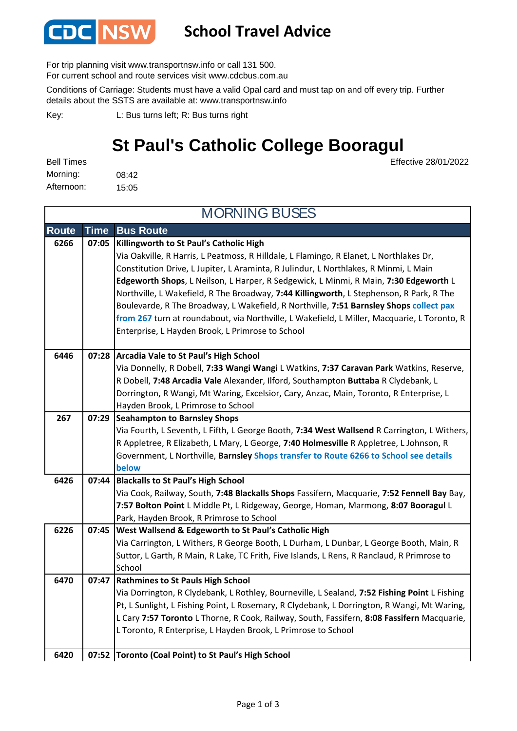# CDC NSW School Travel Advice

For trip planning visit www.transportnsw.info or call 131 500.
For current school and route services visit www.cdcbus.com.au

Conditions of Carriage: Students must have a valid Opal card and must tap on and off every trip. Further details about the SSTS are available at: www.transportnsw.info

Key: L: Bus turns left; R: Bus turns right

## St Paul's Catholic College Booragul

Effective 28/01/2022

Bell Times
Morning: 08:42
Afternoon: 15:05

### MORNING BUSES

| Route | Time | Bus Route |
|---|---|---|
| 6266 | 07:05 | **Killingworth to St Paul's Catholic High** Via Oakville, R Harris, L Peatmoss, R Hilldale, L Flamingo, R Elanet, L Northlakes Dr, Constitution Drive, L Jupiter, L Araminta, R Julindur, L Northlakes, R Minmi, L Main **Edgeworth Shops**, L Neilson, L Harper, R Sedgewick, L Minmi, R Main, **7:30 Edgeworth** L Northville, L Wakefield, R The Broadway, **7:44 Killingworth**, L Stephenson, R Park, R The Boulevarde, R The Broadway, L Wakefield, R Northville, **7:51 Barnsley Shops** **collect pax from 267** turn at roundabout, via Northville, L Wakefield, L Miller, Macquarie, L Toronto, R Enterprise, L Hayden Brook, L Primrose to School |
| 6446 | 07:28 | **Arcadia Vale to St Paul's High School** Via Donnelly, R Dobell, **7:33 Wangi Wangi** L Watkins, **7:37 Caravan Park** Watkins, Reserve, R Dobell, **7:48 Arcadia Vale** Alexander, Ilford, Southampton **Buttaba** R Clydebank, L Dorrington, R Wangi, Mt Waring, Excelsior, Cary, Anzac, Main, Toronto, R Enterprise, L Hayden Brook, L Primrose to School |
| 267 | 07:29 | **Seahampton to Barnsley Shops** Via Fourth, L Seventh, L Fifth, L George Booth, **7:34 West Wallsend** R Carrington, L Withers, R Appletree, R Elizabeth, L Mary, L George, **7:40 Holmesville** R Appletree, L Johnson, R Government, L Northville, **Barnsley** **Shops transfer to Route 6266 to School see details below** |
| 6426 | 07:44 | **Blackalls to St Paul's High School** Via Cook, Railway, South, **7:48 Blackalls Shops** Fassifern, Macquarie, **7:52 Fennell Bay** Bay, **7:57 Bolton Point** L Middle Pt, L Ridgeway, George, Homan, Marmong, **8:07 Booragul** L Park, Hayden Brook, R Primrose to School |
| 6226 | 07:45 | **West Wallsend & Edgeworth to St Paul's Catholic High** Via Carrington, L Withers, R George Booth, L Durham, L Dunbar, L George Booth, Main, R Suttor, L Garth, R Main, R Lake, TC Frith, Five Islands, L Rens, R Ranclaud, R Primrose to School |
| 6470 | 07:47 | **Rathmines to St Pauls High School** Via Dorrington, R Clydebank, L Rothley, Bourneville, L Sealand, **7:52 Fishing Point** L Fishing Pt, L Sunlight, L Fishing Point, L Rosemary, R Clydebank, L Dorrington, R Wangi, Mt Waring, L Cary **7:57 Toronto** L Thorne, R Cook, Railway, South, Fassifern, **8:08 Fassifern** Macquarie, L Toronto, R Enterprise, L Hayden Brook, L Primrose to School |
| 6420 | 07:52 | **Toronto (Coal Point) to St Paul's High School** |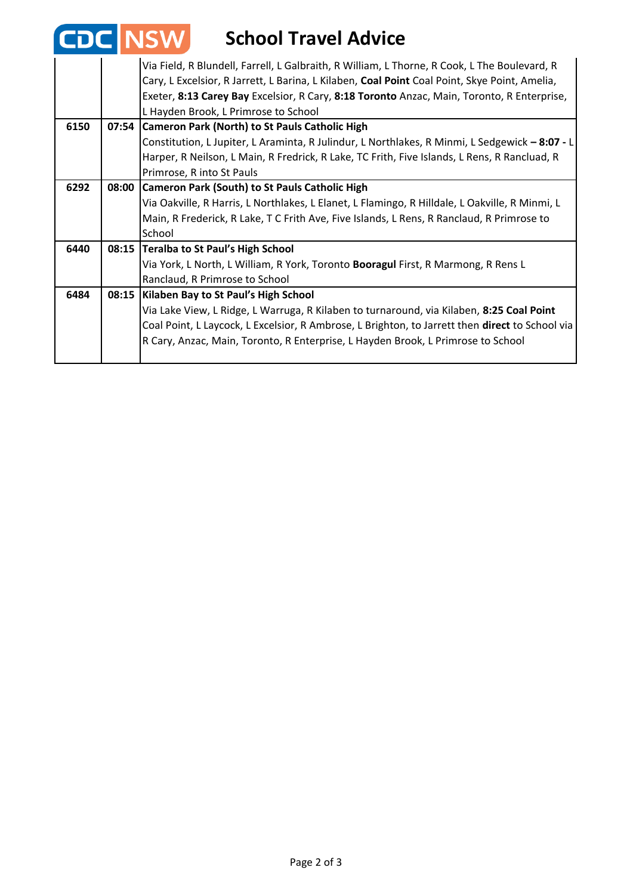# School Travel Advice

| | | |
|---|---|---|
| | | Via Field, R Blundell, Farrell, L Galbraith, R William, L Thorne, R Cook, L The Boulevard, R Cary, L Excelsior, R Jarrett, L Barina, L Kilaben, **Coal Point** Coal Point, Skye Point, Amelia, Exeter, **8:13 Carey Bay** Excelsior, R Cary, **8:18 Toronto** Anzac, Main, Toronto, R Enterprise, L Hayden Brook, L Primrose to School |
| **6150** | **07:54** | **Cameron Park (North) to St Pauls Catholic High** Constitution, L Jupiter, L Araminta, R Julindur, L Northlakes, R Minmi, L Sedgewick **– 8:07 -** L Harper, R Neilson, L Main, R Fredrick, R Lake, TC Frith, Five Islands, L Rens, R Rancluad, R Primrose, R into St Pauls |
| **6292** | **08:00** | **Cameron Park (South) to St Pauls Catholic High** Via Oakville, R Harris, L Northlakes, L Elanet, L Flamingo, R Hilldale, L Oakville, R Minmi, L Main, R Frederick, R Lake, T C Frith Ave, Five Islands, L Rens, R Rancluad, R Primrose to School |
| **6440** | **08:15** | **Teralba to St Paul's High School** Via York, L North, L William, R York, Toronto **Booragul** First, R Marmong, R Rens L Ranclaud, R Primrose to School |
| **6484** | **08:15** | **Kilaben Bay to St Paul's High School** Via Lake View, L Ridge, L Warruga, R Kilaben to turnaround, via Kilaben, **8:25 Coal Point** Coal Point, L Laycock, L Excelsior, R Ambrose, L Brighton, to Jarrett then **direct** to School via R Cary, Anzac, Main, Toronto, R Enterprise, L Hayden Brook, L Primrose to School |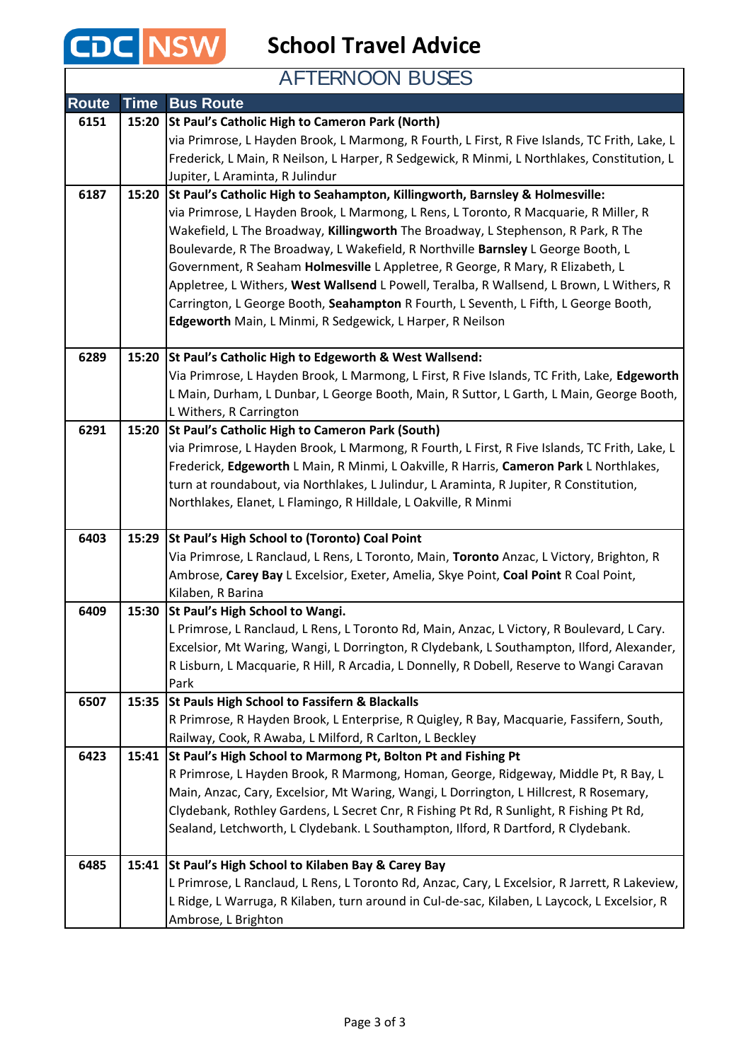# CDC NSW School Travel Advice

## AFTERNOON BUSES

| Route | Time | Bus Route |
|---|---|---|
| 6151 | 15:20 | **St Paul's Catholic High to Cameron Park (North)**<br>via Primrose, L Hayden Brook, L Marmong, R Fourth, L First, R Five Islands, TC Frith, Lake, L Frederick, L Main, R Neilson, L Harper, R Sedgewick, R Minmi, L Northlakes, Constitution, L Jupiter, L Araminta, R Julindur |
| 6187 | 15:20 | **St Paul's Catholic High to Seahampton, Killingworth, Barnsley & Holmesville:**<br>via Primrose, L Hayden Brook, L Marmong, L Rens, L Toronto, R Macquarie, R Miller, R Wakefield, L The Broadway, **Killingworth** The Broadway, L Stephenson, R Park, R The Boulevarde, R The Broadway, L Wakefield, R Northville **Barnsley** L George Booth, L Government, R Seaham **Holmesville** L Appletree, R George, R Mary, R Elizabeth, L Appletree, L Withers, **West Wallsend** L Powell, Teralba, R Wallsend, L Brown, L Withers, R Carrington, L George Booth, **Seahampton** R Fourth, L Seventh, L Fifth, L George Booth, **Edgeworth** Main, L Minmi, R Sedgewick, L Harper, R Neilson |
| 6289 | 15:20 | **St Paul's Catholic High to Edgeworth & West Wallsend:**<br>Via Primrose, L Hayden Brook, L Marmong, L First, R Five Islands, TC Frith, Lake, **Edgeworth** L Main, Durham, L Dunbar, L George Booth, Main, R Suttor, L Garth, L Main, George Booth, L Withers, R Carrington |
| 6291 | 15:20 | **St Paul's Catholic High to Cameron Park (South)**<br>via Primrose, L Hayden Brook, L Marmong, R Fourth, L First, R Five Islands, TC Frith, Lake, L Frederick, **Edgeworth** L Main, R Minmi, L Oakville, R Harris, **Cameron Park** L Northlakes, turn at roundabout, via Northlakes, L Julindur, L Araminta, R Jupiter, R Constitution, Northlakes, Elanet, L Flamingo, R Hilldale, L Oakville, R Minmi |
| 6403 | 15:29 | **St Paul's High School to (Toronto) Coal Point**<br>Via Primrose, L Ranclaud, L Rens, L Toronto, Main, **Toronto** Anzac, L Victory, Brighton, R Ambrose, **Carey Bay** L Excelsior, Exeter, Amelia, Skye Point, **Coal Point** R Coal Point, Kilaben, R Barina |
| 6409 | 15:30 | **St Paul's High School to Wangi.**<br>L Primrose, L Ranclaud, L Rens, L Toronto Rd, Main, Anzac, L Victory, R Boulevard, L Cary. Excelsior, Mt Waring, Wangi, L Dorrington, R Clydebank, L Southampton, Ilford, Alexander, R Lisburn, L Macquarie, R Hill, R Arcadia, L Donnelly, R Dobell, Reserve to Wangi Caravan Park |
| 6507 | 15:35 | **St Pauls High School to Fassifern & Blackalls**<br>R Primrose, R Hayden Brook, L Enterprise, R Quigley, R Bay, Macquarie, Fassifern, South, Railway, Cook, R Awaba, L Milford, R Carlton, L Beckley |
| 6423 | 15:41 | **St Paul's High School to Marmong Pt, Bolton Pt and Fishing Pt**<br>R Primrose, L Hayden Brook, R Marmong, Homan, George, Ridgeway, Middle Pt, R Bay, L Main, Anzac, Cary, Excelsior, Mt Waring, Wangi, L Dorrington, L Hillcrest, R Rosemary, Clydebank, Rothley Gardens, L Secret Cnr, R Fishing Pt Rd, R Sunlight, R Fishing Pt Rd, Sealand, Letchworth, L Clydebank. L Southampton, Ilford, R Dartford, R Clydebank. |
| 6485 | 15:41 | **St Paul's High School to Kilaben Bay & Carey Bay**<br>L Primrose, L Ranclaud, L Rens, L Toronto Rd, Anzac, Cary, L Excelsior, R Jarrett, R Lakeview, L Ridge, L Warruga, R Kilaben, turn around in Cul-de-sac, Kilaben, L Laycock, L Excelsior, R Ambrose, L Brighton |